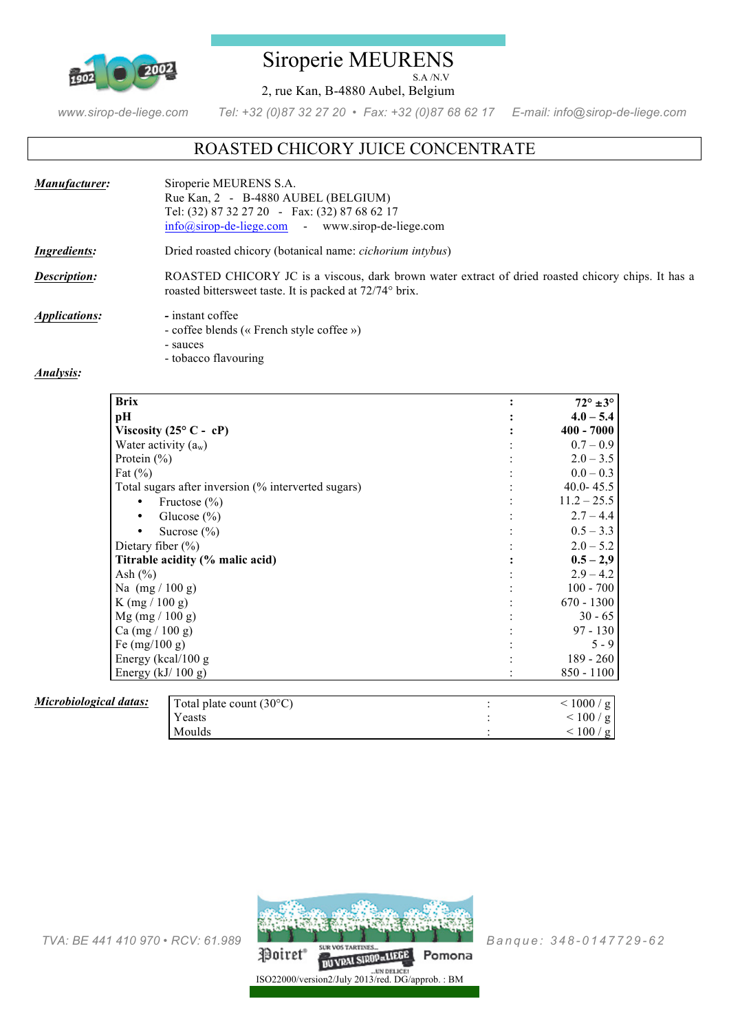# Siroperie MEURENS

S.A /N.V

2, rue Kan, B-4880 Aubel, Belgium

www.sirop-de-liege.com Tel: +32 (0)87 32 27 20 • Fax: +32 (0)87 68 62 17 E-mail: info@sirop-de-liege.com

## ROASTED CHICORY JUICE CONCENTRATE

***Manufacturer:***

Siroperie MEURENS S.A.
Rue Kan, 2 - B-4880 AUBEL (BELGIUM)
Tel: (32) 87 32 27 20 - Fax: (32) 87 68 62 17
info@sirop-de-liege.com - www.sirop-de-liege.com

***Ingredients:*** Dried roasted chicory (botanical name: *cichorium intybus*)

***Description:*** ROASTED CHICORY JC is a viscous, dark brown water extract of dried roasted chicory chips. It has a roasted bittersweet taste. It is packed at 72/74° brix.

***Applications:***

- instant coffee
- coffee blends (« French style coffee »)
- sauces
- tobacco flavouring

***Analysis:***

| Parameter | | Value |
|---|---|---|
| **Brix** | **:** | **72° ±3°** |
| **pH** | **:** | **4.0 – 5.4** |
| **Viscosity (25° C - cP)** | **:** | **400 - 7000** |
| Water activity ($a_w$) | : | 0.7 – 0.9 |
| Protein (%) | : | 2.0 – 3.5 |
| Fat (%) | : | 0.0 – 0.3 |
| Total sugars after inversion (% interverted sugars) | : | 40.0- 45.5 |
| • Fructose (%) | : | 11.2 – 25.5 |
| • Glucose (%) | : | 2.7 – 4.4 |
| • Sucrose (%) | : | 0.5 – 3.3 |
| Dietary fiber (%) | : | 2.0 – 5.2 |
| **Titrable acidity (% malic acid)** | **:** | **0.5 – 2,9** |
| Ash (%) | : | 2.9 – 4.2 |
| Na (mg / 100 g) | : | 100 - 700 |
| K (mg / 100 g) | : | 670 - 1300 |
| Mg (mg / 100 g) | : | 30 - 65 |
| Ca (mg / 100 g) | : | 97 - 130 |
| Fe (mg/100 g) | : | 5 - 9 |
| Energy (kcal/100 g | : | 189 - 260 |
| Energy (kJ/ 100 g) | : | 850 - 1100 |

***Microbiological datas:***

| Parameter | | Value |
|---|---|---|
| Total plate count (30°C) | : | < 1000 / g |
| Yeasts | : | < 100 / g |
| Moulds | : | < 100 / g |

TVA: BE 441 410 970 • RCV: 61.989 Banque: 348-0147729-62

ISO22000/version2/July 2013/red. DG/approb. : BM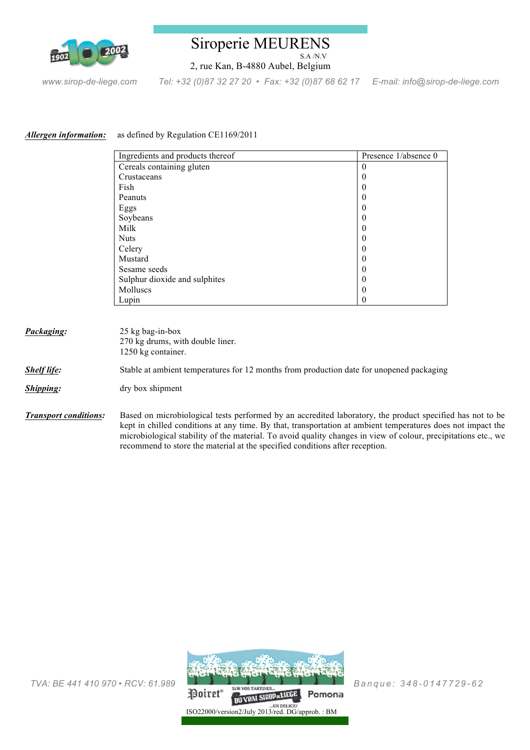# Siroperie MEURENS

S.A /N.V

2, rue Kan, B-4880 Aubel, Belgium

www.sirop-de-liege.com Tel: +32 (0)87 32 27 20 • Fax: +32 (0)87 68 62 17 E-mail: info@sirop-de-liege.com

***Allergen information:*** as defined by Regulation CE1169/2011

| Ingredients and products thereof | Presence 1/absence 0 |
|---|---|
| Cereals containing gluten | 0 |
| Crustaceans | 0 |
| Fish | 0 |
| Peanuts | 0 |
| Eggs | 0 |
| Soybeans | 0 |
| Milk | 0 |
| Nuts | 0 |
| Celery | 0 |
| Mustard | 0 |
| Sesame seeds | 0 |
| Sulphur dioxide and sulphites | 0 |
| Molluscs | 0 |
| Lupin | 0 |

***Packaging:*** 25 kg bag-in-box
270 kg drums, with double liner.
1250 kg container.

***Shelf life:*** Stable at ambient temperatures for 12 months from production date for unopened packaging

***Shipping:*** dry box shipment

***Transport conditions:*** Based on microbiological tests performed by an accredited laboratory, the product specified has not to be kept in chilled conditions at any time. By that, transportation at ambient temperatures does not impact the microbiological stability of the material. To avoid quality changes in view of colour, precipitations etc., we recommend to store the material at the specified conditions after reception.

TVA: BE 441 410 970 • RCV: 61.989 Banque: 348-0147729-62

ISO22000/version2/July 2013/red. DG/approb. : BM